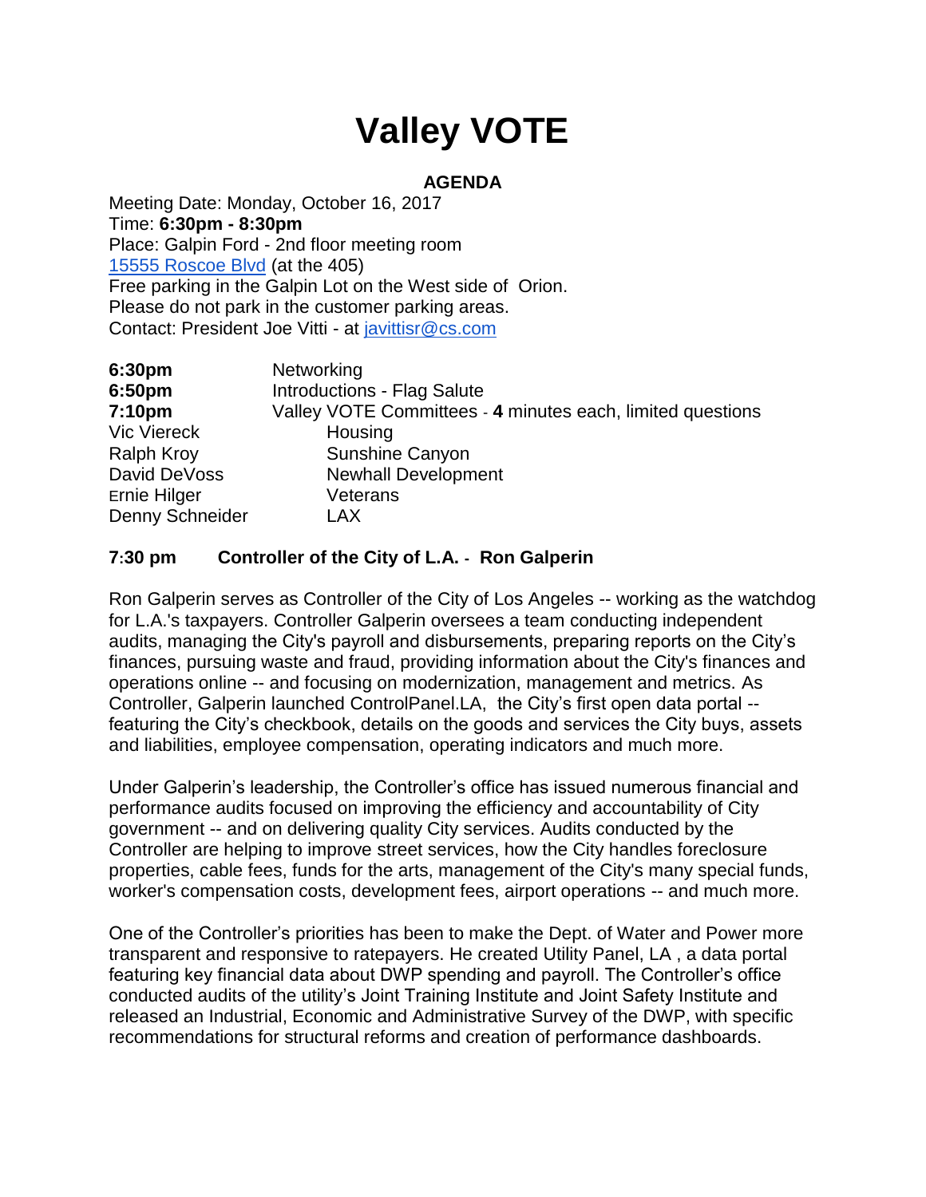# Valley VOTE

**AGENDA**

Meeting Date: Monday, October 16, 2017
Time: **6:30pm - 8:30pm**
Place: Galpin Ford - 2nd floor meeting room
[15555 Roscoe Blvd](15555 Roscoe Blvd) (at the 405)
Free parking in the Galpin Lot on the West side of Orion.
Please do not park in the customer parking areas.
Contact: President Joe Vitti - at [javittisr@cs.com](mailto:javittisr@cs.com)

| | |
|---|---|
| **6:30pm** | Networking |
| **6:50pm** | Introductions - Flag Salute |
| **7:10pm** | Valley VOTE Committees - **4** minutes each, limited questions |
| Vic Viereck | Housing |
| Ralph Kroy | Sunshine Canyon |
| David DeVoss | Newhall Development |
| Ernie Hilger | Veterans |
| Denny Schneider | LAX |

**7:30 pm Controller of the City of L.A. - Ron Galperin**

Ron Galperin serves as Controller of the City of Los Angeles -- working as the watchdog for L.A.'s taxpayers. Controller Galperin oversees a team conducting independent audits, managing the City's payroll and disbursements, preparing reports on the City's finances, pursuing waste and fraud, providing information about the City's finances and operations online -- and focusing on modernization, management and metrics. As Controller, Galperin launched ControlPanel.LA, the City's first open data portal -- featuring the City's checkbook, details on the goods and services the City buys, assets and liabilities, employee compensation, operating indicators and much more.

Under Galperin's leadership, the Controller's office has issued numerous financial and performance audits focused on improving the efficiency and accountability of City government -- and on delivering quality City services. Audits conducted by the Controller are helping to improve street services, how the City handles foreclosure properties, cable fees, funds for the arts, management of the City's many special funds, worker's compensation costs, development fees, airport operations -- and much more.

One of the Controller's priorities has been to make the Dept. of Water and Power more transparent and responsive to ratepayers. He created Utility Panel, LA , a data portal featuring key financial data about DWP spending and payroll. The Controller's office conducted audits of the utility's Joint Training Institute and Joint Safety Institute and released an Industrial, Economic and Administrative Survey of the DWP, with specific recommendations for structural reforms and creation of performance dashboards.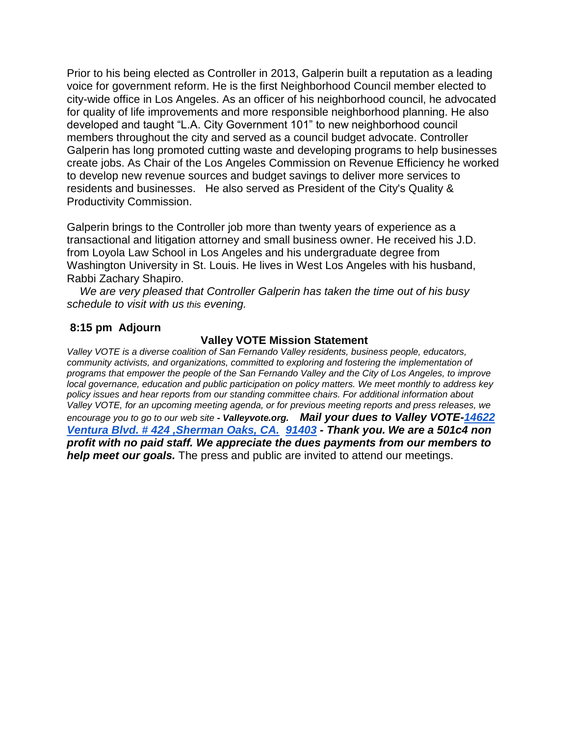Prior to his being elected as Controller in 2013, Galperin built a reputation as a leading voice for government reform. He is the first Neighborhood Council member elected to city-wide office in Los Angeles. As an officer of his neighborhood council, he advocated for quality of life improvements and more responsible neighborhood planning. He also developed and taught "L.A. City Government 101" to new neighborhood council members throughout the city and served as a council budget advocate. Controller Galperin has long promoted cutting waste and developing programs to help businesses create jobs. As Chair of the Los Angeles Commission on Revenue Efficiency he worked to develop new revenue sources and budget savings to deliver more services to residents and businesses. He also served as President of the City's Quality & Productivity Commission.

Galperin brings to the Controller job more than twenty years of experience as a transactional and litigation attorney and small business owner. He received his J.D. from Loyola Law School in Los Angeles and his undergraduate degree from Washington University in St. Louis. He lives in West Los Angeles with his husband, Rabbi Zachary Shapiro.

*We are very pleased that Controller Galperin has taken the time out of his busy schedule to visit with us this evening.*

**8:15 pm Adjourn**

### Valley VOTE Mission Statement

*Valley VOTE is a diverse coalition of San Fernando Valley residents, business people, educators, community activists, and organizations, committed to exploring and fostering the implementation of programs that empower the people of the San Fernando Valley and the City of Los Angeles, to improve local governance, education and public participation on policy matters. We meet monthly to address key policy issues and hear reports from our standing committee chairs. For additional information about Valley VOTE, for an upcoming meeting agenda, or for previous meeting reports and press releases, we encourage you to go to our web site - **Valleyvote.org.*** ***Mail your dues to Valley VOTE-14622 Ventura Blvd. # 424 ,Sherman Oaks, CA. 91403 - Thank you. We are a 501c4 non profit with no paid staff. We appreciate the dues payments from our members to help meet our goals.*** The press and public are invited to attend our meetings.